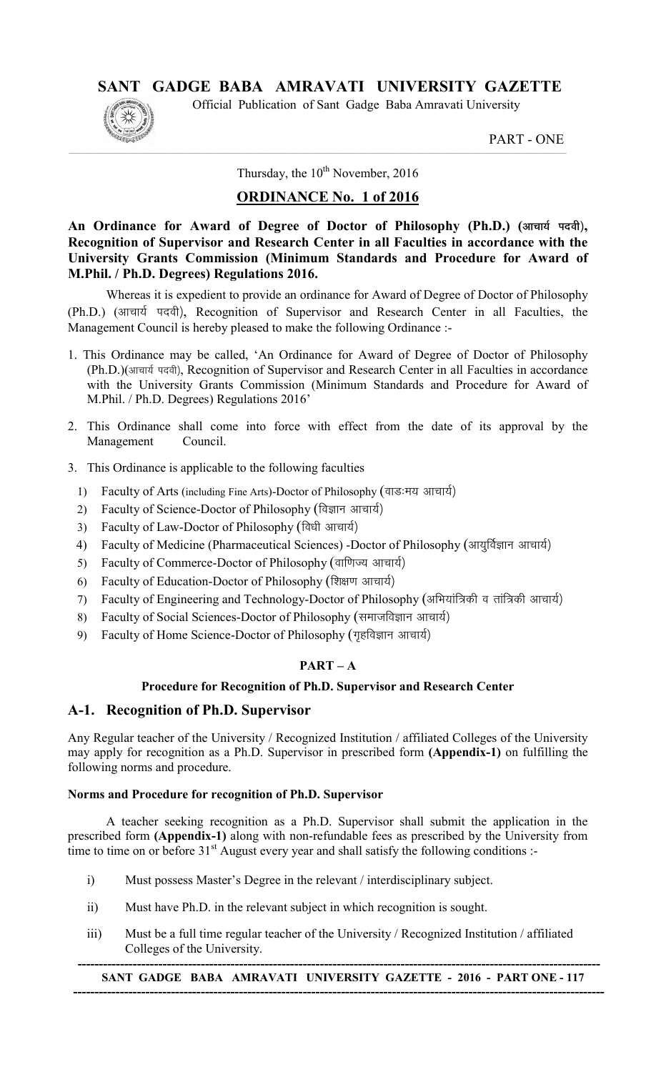# SANT GADGE BABA AMRAVATI UNIVERSITY GAZETTE

Official Publication of Sant Gadge Baba Amravati University

PART - ONE

Thursday, the 10th November, 2016

## ORDINANCE No. 1 of 2016

**An Ordinance for Award of Degree of Doctor of Philosophy (Ph.D.) (आचार्य पदवी), Recognition of Supervisor and Research Center in all Faculties in accordance with the University Grants Commission (Minimum Standards and Procedure for Award of M.Phil. / Ph.D. Degrees) Regulations 2016.**

Whereas it is expedient to provide an ordinance for Award of Degree of Doctor of Philosophy (Ph.D.) (आचार्य पदवी), Recognition of Supervisor and Research Center in all Faculties, the Management Council is hereby pleased to make the following Ordinance :-

1. This Ordinance may be called, 'An Ordinance for Award of Degree of Doctor of Philosophy (Ph.D.)(आचार्य पदवी), Recognition of Supervisor and Research Center in all Faculties in accordance with the University Grants Commission (Minimum Standards and Procedure for Award of M.Phil. / Ph.D. Degrees) Regulations 2016'

2. This Ordinance shall come into force with effect from the date of its approval by the Management Council.

3. This Ordinance is applicable to the following faculties
   1) Faculty of Arts (including Fine Arts)-Doctor of Philosophy (वाङःमय आचार्य)
   2) Faculty of Science-Doctor of Philosophy (विज्ञान आचार्य)
   3) Faculty of Law-Doctor of Philosophy (विधी आचार्य)
   4) Faculty of Medicine (Pharmaceutical Sciences) -Doctor of Philosophy (आयुर्विज्ञान आचार्य)
   5) Faculty of Commerce-Doctor of Philosophy (वाणिज्य आचार्य)
   6) Faculty of Education-Doctor of Philosophy (शिक्षण आचार्य)
   7) Faculty of Engineering and Technology-Doctor of Philosophy (अभियांत्रिकी व तांत्रिकी आचार्य)
   8) Faculty of Social Sciences-Doctor of Philosophy (समाजविज्ञान आचार्य)
   9) Faculty of Home Science-Doctor of Philosophy (गृहविज्ञान आचार्य)

### PART – A

#### Procedure for Recognition of Ph.D. Supervisor and Research Center

## A-1. Recognition of Ph.D. Supervisor

Any Regular teacher of the University / Recognized Institution / affiliated Colleges of the University may apply for recognition as a Ph.D. Supervisor in prescribed form **(Appendix-1)** on fulfilling the following norms and procedure.

**Norms and Procedure for recognition of Ph.D. Supervisor**

A teacher seeking recognition as a Ph.D. Supervisor shall submit the application in the prescribed form **(Appendix-1)** along with non-refundable fees as prescribed by the University from time to time on or before 31st August every year and shall satisfy the following conditions :-

i) Must possess Master's Degree in the relevant / interdisciplinary subject.

ii) Must have Ph.D. in the relevant subject in which recognition is sought.

iii) Must be a full time regular teacher of the University / Recognized Institution / affiliated Colleges of the University.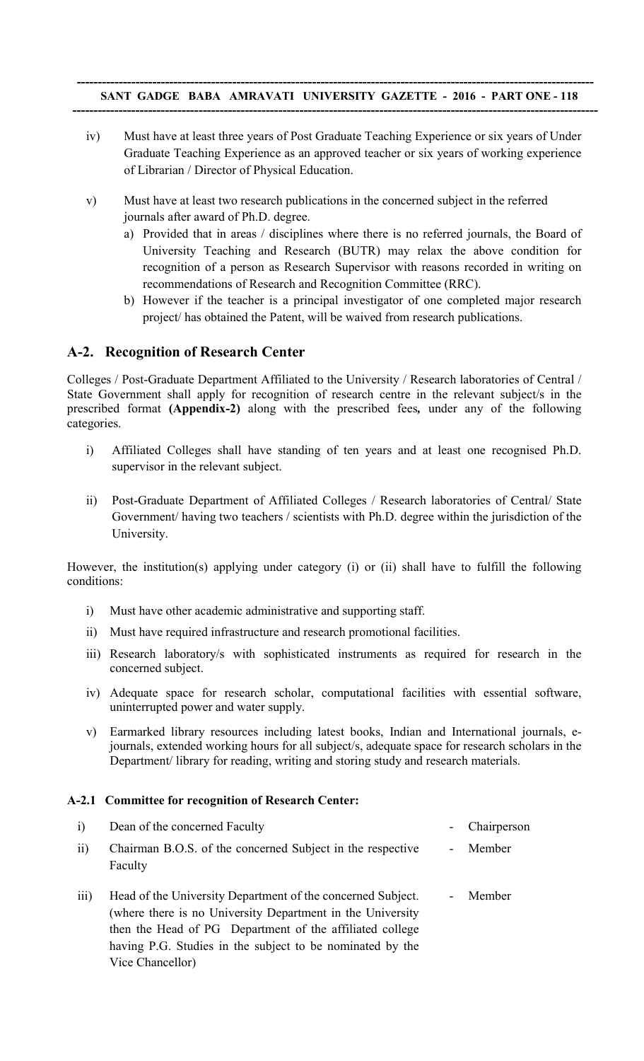iv) Must have at least three years of Post Graduate Teaching Experience or six years of Under Graduate Teaching Experience as an approved teacher or six years of working experience of Librarian / Director of Physical Education.

v) Must have at least two research publications in the concerned subject in the referred journals after award of Ph.D. degree.

   a) Provided that in areas / disciplines where there is no referred journals, the Board of University Teaching and Research (BUTR) may relax the above condition for recognition of a person as Research Supervisor with reasons recorded in writing on recommendations of Research and Recognition Committee (RRC).

   b) However if the teacher is a principal investigator of one completed major research project/ has obtained the Patent, will be waived from research publications.

## A-2. Recognition of Research Center

Colleges / Post-Graduate Department Affiliated to the University / Research laboratories of Central / State Government shall apply for recognition of research centre in the relevant subject/s in the prescribed format **(Appendix-2)** along with the prescribed fees**,** under any of the following categories.

i) Affiliated Colleges shall have standing of ten years and at least one recognised Ph.D. supervisor in the relevant subject.

ii) Post-Graduate Department of Affiliated Colleges / Research laboratories of Central/ State Government/ having two teachers / scientists with Ph.D. degree within the jurisdiction of the University.

However, the institution(s) applying under category (i) or (ii) shall have to fulfill the following conditions:

i) Must have other academic administrative and supporting staff.

ii) Must have required infrastructure and research promotional facilities.

iii) Research laboratory/s with sophisticated instruments as required for research in the concerned subject.

iv) Adequate space for research scholar, computational facilities with essential software, uninterrupted power and water supply.

v) Earmarked library resources including latest books, Indian and International journals, e-journals, extended working hours for all subject/s, adequate space for research scholars in the Department/ library for reading, writing and storing study and research materials.

### A-2.1 Committee for recognition of Research Center:

| | | |
|---|---|---|
| i) | Dean of the concerned Faculty | - Chairperson |
| ii) | Chairman B.O.S. of the concerned Subject in the respective Faculty | - Member |
| iii) | Head of the University Department of the concerned Subject. (where there is no University Department in the University then the Head of PG Department of the affiliated college having P.G. Studies in the subject to be nominated by the Vice Chancellor) | - Member |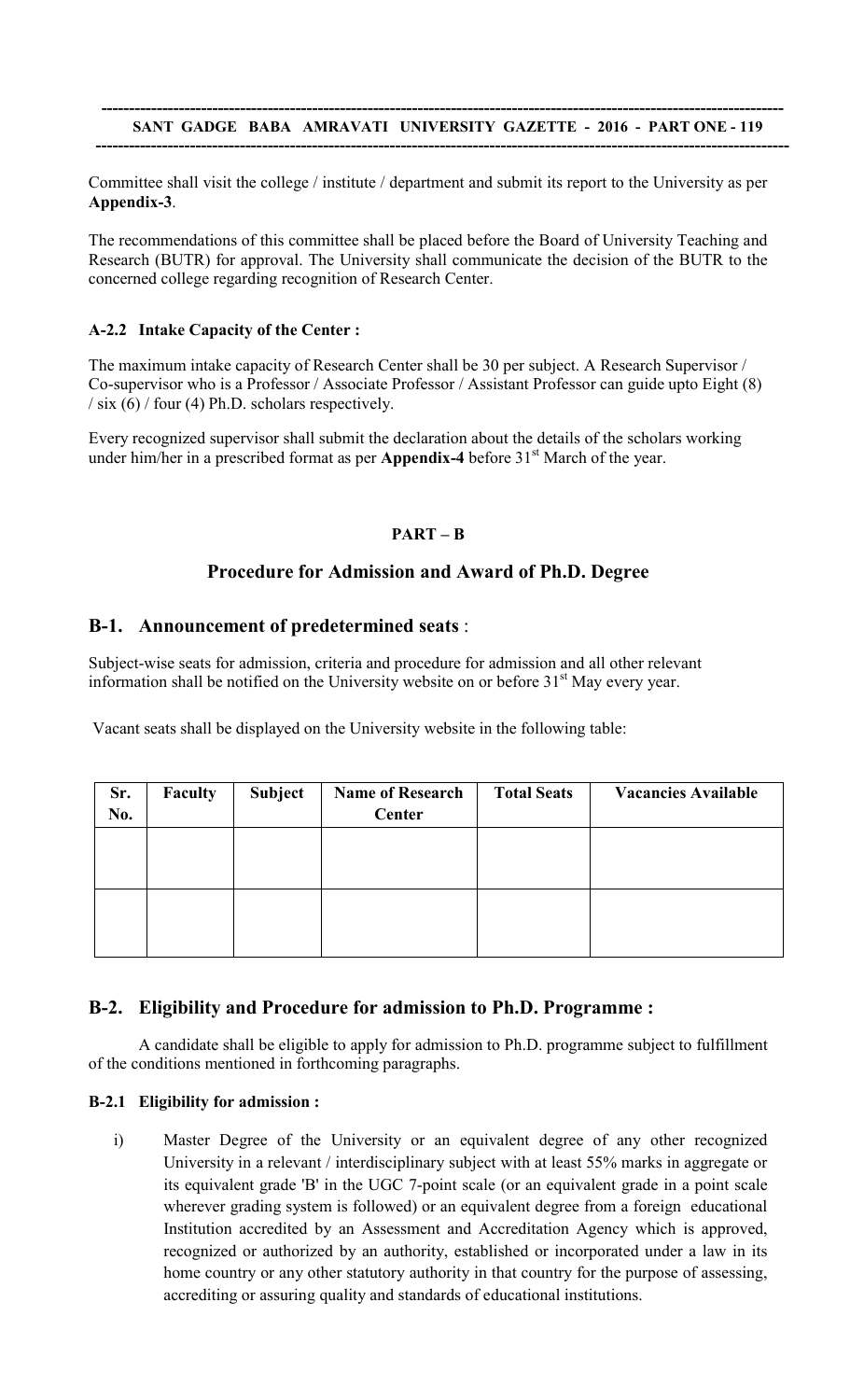Committee shall visit the college / institute / department and submit its report to the University as per **Appendix-3**.

The recommendations of this committee shall be placed before the Board of University Teaching and Research (BUTR) for approval. The University shall communicate the decision of the BUTR to the concerned college regarding recognition of Research Center.

#### A-2.2 Intake Capacity of the Center :

The maximum intake capacity of Research Center shall be 30 per subject. A Research Supervisor / Co-supervisor who is a Professor / Associate Professor / Assistant Professor can guide upto Eight (8) / six (6) / four (4) Ph.D. scholars respectively.

Every recognized supervisor shall submit the declaration about the details of the scholars working under him/her in a prescribed format as per **Appendix-4** before 31st March of the year.

## PART – B

## Procedure for Admission and Award of Ph.D. Degree

### B-1. Announcement of predetermined seats :

Subject-wise seats for admission, criteria and procedure for admission and all other relevant information shall be notified on the University website on or before 31st May every year.

Vacant seats shall be displayed on the University website in the following table:

| Sr. No. | Faculty | Subject | Name of Research Center | Total Seats | Vacancies Available |
|---|---|---|---|---|---|
| | | | | | |
| | | | | | |

### B-2. Eligibility and Procedure for admission to Ph.D. Programme :

A candidate shall be eligible to apply for admission to Ph.D. programme subject to fulfillment of the conditions mentioned in forthcoming paragraphs.

#### B-2.1 Eligibility for admission :

i) Master Degree of the University or an equivalent degree of any other recognized University in a relevant / interdisciplinary subject with at least 55% marks in aggregate or its equivalent grade 'B' in the UGC 7-point scale (or an equivalent grade in a point scale wherever grading system is followed) or an equivalent degree from a foreign educational Institution accredited by an Assessment and Accreditation Agency which is approved, recognized or authorized by an authority, established or incorporated under a law in its home country or any other statutory authority in that country for the purpose of assessing, accrediting or assuring quality and standards of educational institutions.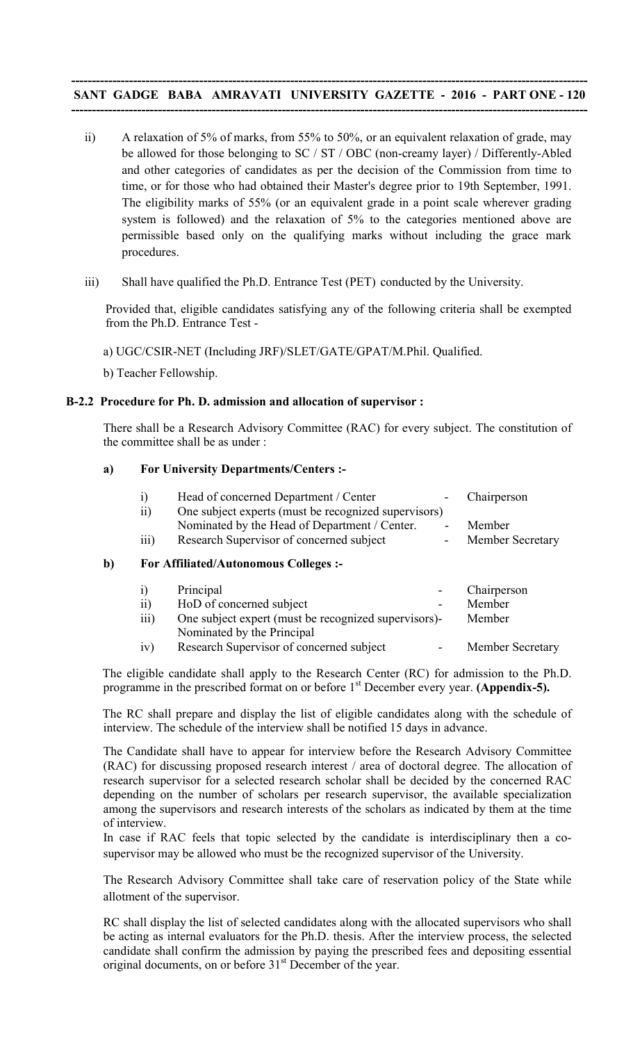ii) A relaxation of 5% of marks, from 55% to 50%, or an equivalent relaxation of grade, may be allowed for those belonging to SC / ST / OBC (non-creamy layer) / Differently-Abled and other categories of candidates as per the decision of the Commission from time to time, or for those who had obtained their Master's degree prior to 19th September, 1991. The eligibility marks of 55% (or an equivalent grade in a point scale wherever grading system is followed) and the relaxation of 5% to the categories mentioned above are permissible based only on the qualifying marks without including the grace mark procedures.

iii) Shall have qualified the Ph.D. Entrance Test (PET) conducted by the University.

Provided that, eligible candidates satisfying any of the following criteria shall be exempted from the Ph.D. Entrance Test -

a) UGC/CSIR-NET (Including JRF)/SLET/GATE/GPAT/M.Phil. Qualified.

b) Teacher Fellowship.

**B-2.2 Procedure for Ph. D. admission and allocation of supervisor :**

There shall be a Research Advisory Committee (RAC) for every subject. The constitution of the committee shall be as under :

**a) For University Departments/Centers :-**

| | | | |
|---|---|---|---|
| i) | Head of concerned Department / Center | - | Chairperson |
| ii) | One subject experts (must be recognized supervisors) Nominated by the Head of Department / Center. | - | Member |
| iii) | Research Supervisor of concerned subject | - | Member Secretary |

**b) For Affiliated/Autonomous Colleges :-**

| | | | |
|---|---|---|---|
| i) | Principal | - | Chairperson |
| ii) | HoD of concerned subject | - | Member |
| iii) | One subject expert (must be recognized supervisors)- Nominated by the Principal | | Member |
| iv) | Research Supervisor of concerned subject | - | Member Secretary |

The eligible candidate shall apply to the Research Center (RC) for admission to the Ph.D. programme in the prescribed format on or before 1st December every year. **(Appendix-5).**

The RC shall prepare and display the list of eligible candidates along with the schedule of interview. The schedule of the interview shall be notified 15 days in advance.

The Candidate shall have to appear for interview before the Research Advisory Committee (RAC) for discussing proposed research interest / area of doctoral degree. The allocation of research supervisor for a selected research scholar shall be decided by the concerned RAC depending on the number of scholars per research supervisor, the available specialization among the supervisors and research interests of the scholars as indicated by them at the time of interview.

In case if RAC feels that topic selected by the candidate is interdisciplinary then a co-supervisor may be allowed who must be the recognized supervisor of the University.

The Research Advisory Committee shall take care of reservation policy of the State while allotment of the supervisor.

RC shall display the list of selected candidates along with the allocated supervisors who shall be acting as internal evaluators for the Ph.D. thesis. After the interview process, the selected candidate shall confirm the admission by paying the prescribed fees and depositing essential original documents, on or before 31st December of the year.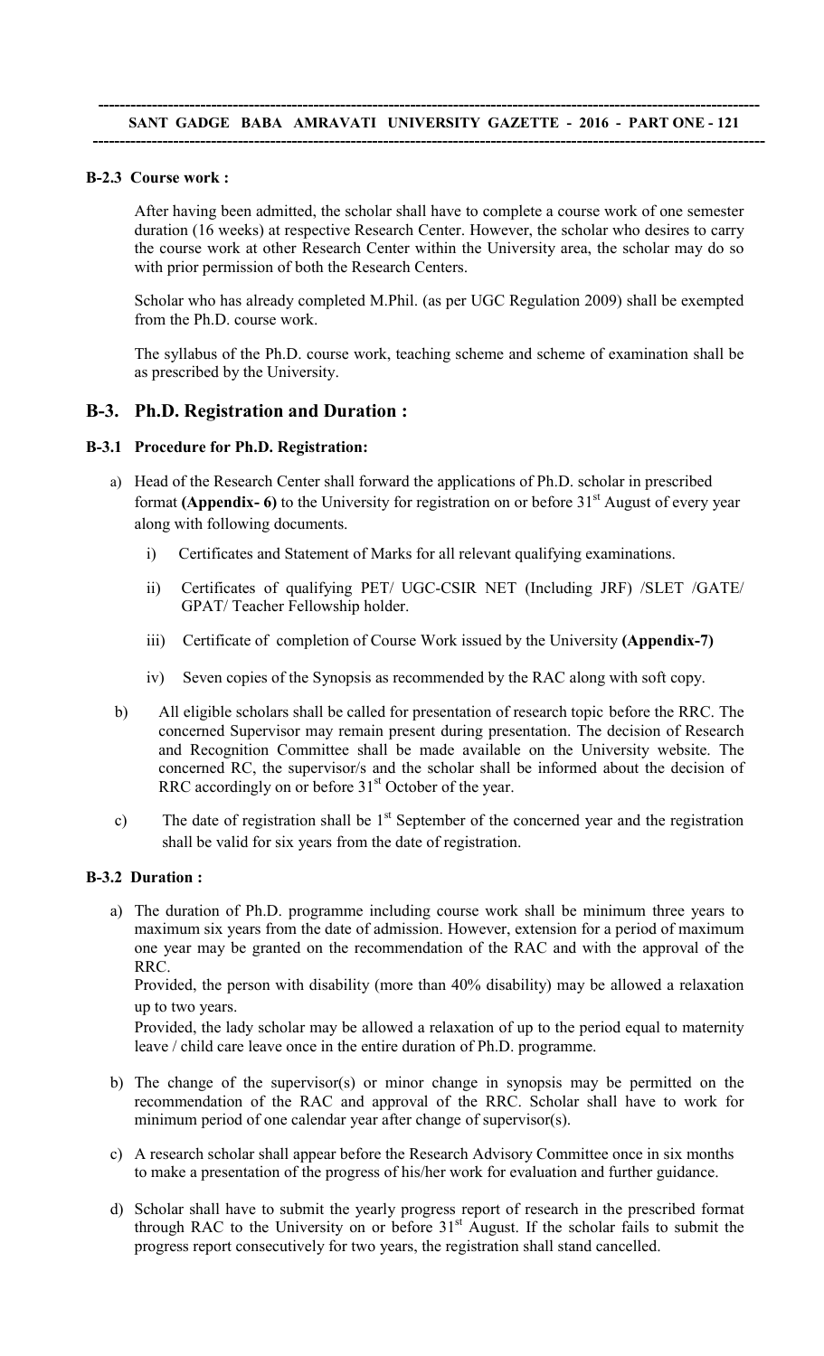### B-2.3 Course work :

After having been admitted, the scholar shall have to complete a course work of one semester duration (16 weeks) at respective Research Center. However, the scholar who desires to carry the course work at other Research Center within the University area, the scholar may do so with prior permission of both the Research Centers.

Scholar who has already completed M.Phil. (as per UGC Regulation 2009) shall be exempted from the Ph.D. course work.

The syllabus of the Ph.D. course work, teaching scheme and scheme of examination shall be as prescribed by the University.

## B-3. Ph.D. Registration and Duration :

### B-3.1 Procedure for Ph.D. Registration:

a) Head of the Research Center shall forward the applications of Ph.D. scholar in prescribed format **(Appendix- 6)** to the University for registration on or before 31st August of every year along with following documents.

   i) Certificates and Statement of Marks for all relevant qualifying examinations.

   ii) Certificates of qualifying PET/ UGC-CSIR NET (Including JRF) /SLET /GATE/ GPAT/ Teacher Fellowship holder.

   iii) Certificate of completion of Course Work issued by the University **(Appendix-7)**

   iv) Seven copies of the Synopsis as recommended by the RAC along with soft copy.

b) All eligible scholars shall be called for presentation of research topic before the RRC. The concerned Supervisor may remain present during presentation. The decision of Research and Recognition Committee shall be made available on the University website. The concerned RC, the supervisor/s and the scholar shall be informed about the decision of RRC accordingly on or before 31st October of the year.

c) The date of registration shall be 1st September of the concerned year and the registration shall be valid for six years from the date of registration.

### B-3.2 Duration :

a) The duration of Ph.D. programme including course work shall be minimum three years to maximum six years from the date of admission. However, extension for a period of maximum one year may be granted on the recommendation of the RAC and with the approval of the RRC.

   Provided, the person with disability (more than 40% disability) may be allowed a relaxation up to two years.

   Provided, the lady scholar may be allowed a relaxation of up to the period equal to maternity leave / child care leave once in the entire duration of Ph.D. programme.

b) The change of the supervisor(s) or minor change in synopsis may be permitted on the recommendation of the RAC and approval of the RRC. Scholar shall have to work for minimum period of one calendar year after change of supervisor(s).

c) A research scholar shall appear before the Research Advisory Committee once in six months to make a presentation of the progress of his/her work for evaluation and further guidance.

d) Scholar shall have to submit the yearly progress report of research in the prescribed format through RAC to the University on or before 31st August. If the scholar fails to submit the progress report consecutively for two years, the registration shall stand cancelled.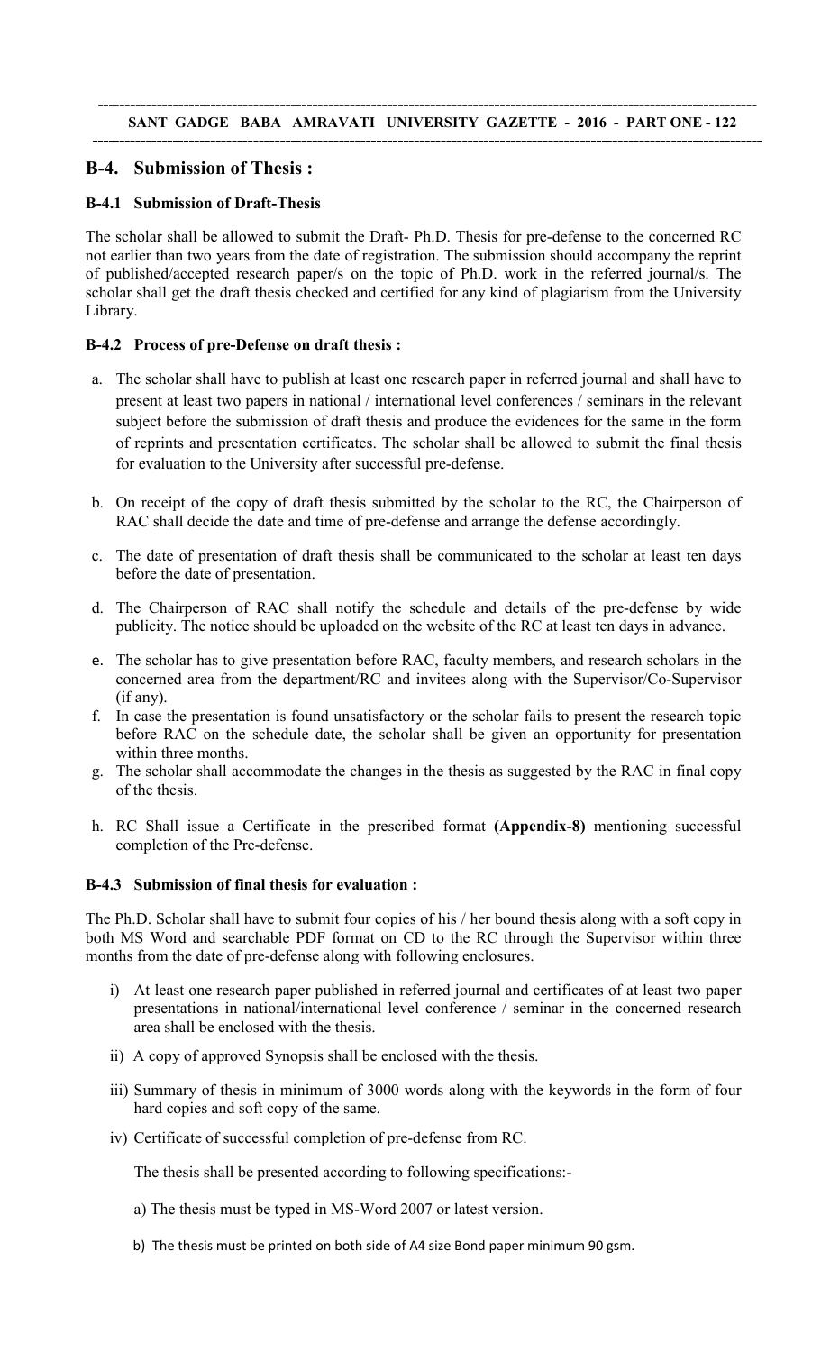## B-4. Submission of Thesis :

### B-4.1 Submission of Draft-Thesis

The scholar shall be allowed to submit the Draft- Ph.D. Thesis for pre-defense to the concerned RC not earlier than two years from the date of registration. The submission should accompany the reprint of published/accepted research paper/s on the topic of Ph.D. work in the referred journal/s. The scholar shall get the draft thesis checked and certified for any kind of plagiarism from the University Library.

### B-4.2 Process of pre-Defense on draft thesis :

a. The scholar shall have to publish at least one research paper in referred journal and shall have to present at least two papers in national / international level conferences / seminars in the relevant subject before the submission of draft thesis and produce the evidences for the same in the form of reprints and presentation certificates. The scholar shall be allowed to submit the final thesis for evaluation to the University after successful pre-defense.

b. On receipt of the copy of draft thesis submitted by the scholar to the RC, the Chairperson of RAC shall decide the date and time of pre-defense and arrange the defense accordingly.

c. The date of presentation of draft thesis shall be communicated to the scholar at least ten days before the date of presentation.

d. The Chairperson of RAC shall notify the schedule and details of the pre-defense by wide publicity. The notice should be uploaded on the website of the RC at least ten days in advance.

e. The scholar has to give presentation before RAC, faculty members, and research scholars in the concerned area from the department/RC and invitees along with the Supervisor/Co-Supervisor (if any).

f. In case the presentation is found unsatisfactory or the scholar fails to present the research topic before RAC on the schedule date, the scholar shall be given an opportunity for presentation within three months.

g. The scholar shall accommodate the changes in the thesis as suggested by the RAC in final copy of the thesis.

h. RC Shall issue a Certificate in the prescribed format **(Appendix-8)** mentioning successful completion of the Pre-defense.

### B-4.3 Submission of final thesis for evaluation :

The Ph.D. Scholar shall have to submit four copies of his / her bound thesis along with a soft copy in both MS Word and searchable PDF format on CD to the RC through the Supervisor within three months from the date of pre-defense along with following enclosures.

i) At least one research paper published in referred journal and certificates of at least two paper presentations in national/international level conference / seminar in the concerned research area shall be enclosed with the thesis.

ii) A copy of approved Synopsis shall be enclosed with the thesis.

iii) Summary of thesis in minimum of 3000 words along with the keywords in the form of four hard copies and soft copy of the same.

iv) Certificate of successful completion of pre-defense from RC.

The thesis shall be presented according to following specifications:-

a) The thesis must be typed in MS-Word 2007 or latest version.

b) The thesis must be printed on both side of A4 size Bond paper minimum 90 gsm.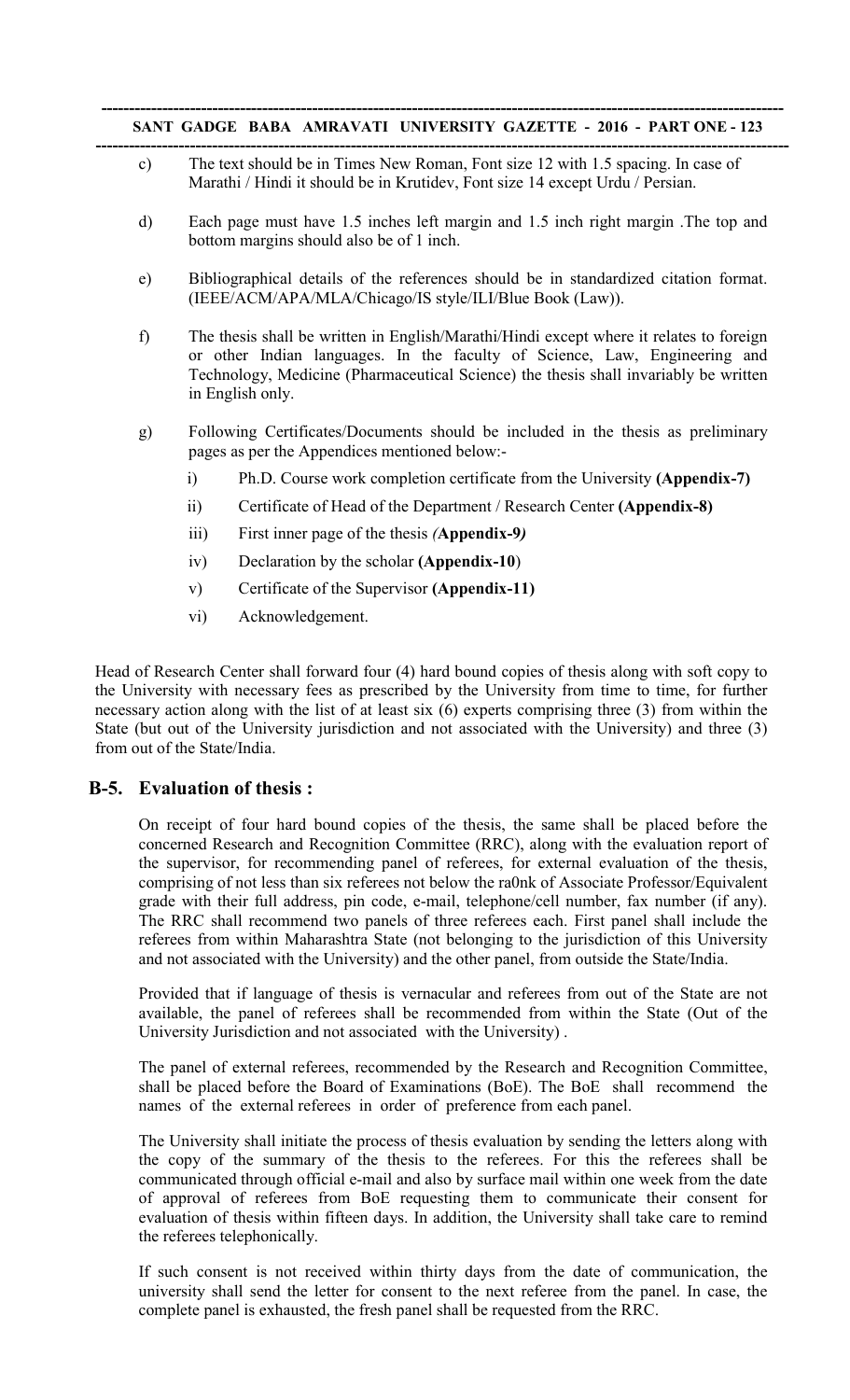c) The text should be in Times New Roman, Font size 12 with 1.5 spacing. In case of Marathi / Hindi it should be in Krutidev, Font size 14 except Urdu / Persian.

d) Each page must have 1.5 inches left margin and 1.5 inch right margin .The top and bottom margins should also be of 1 inch.

e) Bibliographical details of the references should be in standardized citation format. (IEEE/ACM/APA/MLA/Chicago/IS style/ILI/Blue Book (Law)).

f) The thesis shall be written in English/Marathi/Hindi except where it relates to foreign or other Indian languages. In the faculty of Science, Law, Engineering and Technology, Medicine (Pharmaceutical Science) the thesis shall invariably be written in English only.

g) Following Certificates/Documents should be included in the thesis as preliminary pages as per the Appendices mentioned below:-

   i) Ph.D. Course work completion certificate from the University **(Appendix-7)**

   ii) Certificate of Head of the Department / Research Center **(Appendix-8)**

   iii) First inner page of the thesis *(***Appendix-9***)*

   iv) Declaration by the scholar **(Appendix-10**)

   v) Certificate of the Supervisor **(Appendix-11)**

   vi) Acknowledgement.

Head of Research Center shall forward four (4) hard bound copies of thesis along with soft copy to the University with necessary fees as prescribed by the University from time to time, for further necessary action along with the list of at least six (6) experts comprising three (3) from within the State (but out of the University jurisdiction and not associated with the University) and three (3) from out of the State/India.

## B-5. Evaluation of thesis :

On receipt of four hard bound copies of the thesis, the same shall be placed before the concerned Research and Recognition Committee (RRC), along with the evaluation report of the supervisor, for recommending panel of referees, for external evaluation of the thesis, comprising of not less than six referees not below the ra0nk of Associate Professor/Equivalent grade with their full address, pin code, e-mail, telephone/cell number, fax number (if any). The RRC shall recommend two panels of three referees each. First panel shall include the referees from within Maharashtra State (not belonging to the jurisdiction of this University and not associated with the University) and the other panel, from outside the State/India.

Provided that if language of thesis is vernacular and referees from out of the State are not available, the panel of referees shall be recommended from within the State (Out of the University Jurisdiction and not associated with the University) .

The panel of external referees, recommended by the Research and Recognition Committee, shall be placed before the Board of Examinations (BoE). The BoE shall recommend the names of the external referees in order of preference from each panel.

The University shall initiate the process of thesis evaluation by sending the letters along with the copy of the summary of the thesis to the referees. For this the referees shall be communicated through official e-mail and also by surface mail within one week from the date of approval of referees from BoE requesting them to communicate their consent for evaluation of thesis within fifteen days. In addition, the University shall take care to remind the referees telephonically.

If such consent is not received within thirty days from the date of communication, the university shall send the letter for consent to the next referee from the panel. In case, the complete panel is exhausted, the fresh panel shall be requested from the RRC.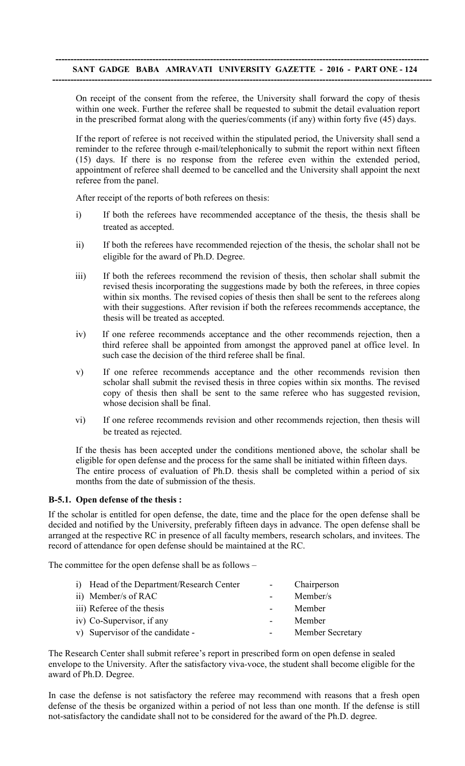On receipt of the consent from the referee, the University shall forward the copy of thesis within one week. Further the referee shall be requested to submit the detail evaluation report in the prescribed format along with the queries/comments (if any) within forty five (45) days.

If the report of referee is not received within the stipulated period, the University shall send a reminder to the referee through e-mail/telephonically to submit the report within next fifteen (15) days. If there is no response from the referee even within the extended period, appointment of referee shall deemed to be cancelled and the University shall appoint the next referee from the panel.

After receipt of the reports of both referees on thesis:

i) If both the referees have recommended acceptance of the thesis, the thesis shall be treated as accepted.

ii) If both the referees have recommended rejection of the thesis, the scholar shall not be eligible for the award of Ph.D. Degree.

iii) If both the referees recommend the revision of thesis, then scholar shall submit the revised thesis incorporating the suggestions made by both the referees, in three copies within six months. The revised copies of thesis then shall be sent to the referees along with their suggestions. After revision if both the referees recommends acceptance, the thesis will be treated as accepted.

iv) If one referee recommends acceptance and the other recommends rejection, then a third referee shall be appointed from amongst the approved panel at office level. In such case the decision of the third referee shall be final.

v) If one referee recommends acceptance and the other recommends revision then scholar shall submit the revised thesis in three copies within six months. The revised copy of thesis then shall be sent to the same referee who has suggested revision, whose decision shall be final.

vi) If one referee recommends revision and other recommends rejection, then thesis will be treated as rejected.

If the thesis has been accepted under the conditions mentioned above, the scholar shall be eligible for open defense and the process for the same shall be initiated within fifteen days. The entire process of evaluation of Ph.D. thesis shall be completed within a period of six months from the date of submission of the thesis.

**B-5.1. Open defense of the thesis :**

If the scholar is entitled for open defense, the date, time and the place for the open defense shall be decided and notified by the University, preferably fifteen days in advance. The open defense shall be arranged at the respective RC in presence of all faculty members, research scholars, and invitees. The record of attendance for open defense should be maintained at the RC.

The committee for the open defense shall be as follows –

| | | |
|---|---|---|
| i) Head of the Department/Research Center | - | Chairperson |
| ii) Member/s of RAC | - | Member/s |
| iii) Referee of the thesis | - | Member |
| iv) Co-Supervisor, if any | - | Member |
| v) Supervisor of the candidate - | - | Member Secretary |

The Research Center shall submit referee's report in prescribed form on open defense in sealed envelope to the University. After the satisfactory viva-voce, the student shall become eligible for the award of Ph.D. Degree.

In case the defense is not satisfactory the referee may recommend with reasons that a fresh open defense of the thesis be organized within a period of not less than one month. If the defense is still not-satisfactory the candidate shall not to be considered for the award of the Ph.D. degree.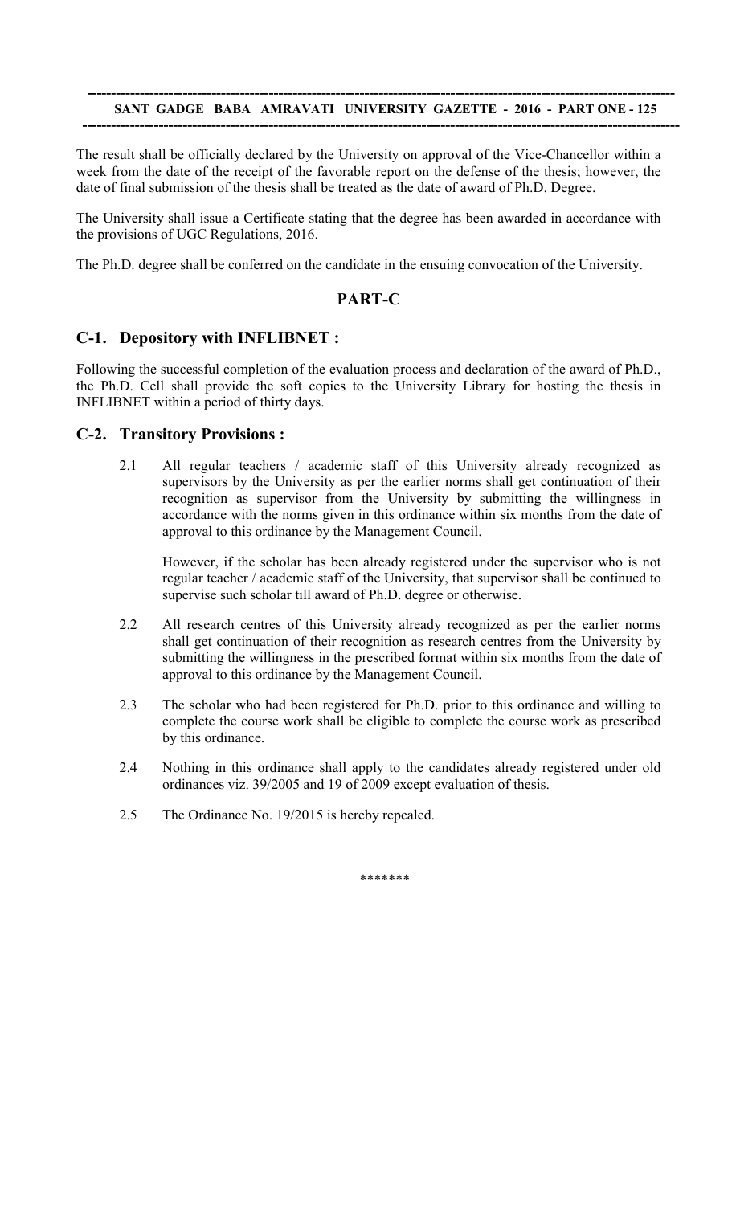The result shall be officially declared by the University on approval of the Vice-Chancellor within a week from the date of the receipt of the favorable report on the defense of the thesis; however, the date of final submission of the thesis shall be treated as the date of award of Ph.D. Degree.

The University shall issue a Certificate stating that the degree has been awarded in accordance with the provisions of UGC Regulations, 2016.

The Ph.D. degree shall be conferred on the candidate in the ensuing convocation of the University.

## PART-C

### C-1. Depository with INFLIBNET :

Following the successful completion of the evaluation process and declaration of the award of Ph.D., the Ph.D. Cell shall provide the soft copies to the University Library for hosting the thesis in INFLIBNET within a period of thirty days.

### C-2. Transitory Provisions :

2.1 All regular teachers / academic staff of this University already recognized as supervisors by the University as per the earlier norms shall get continuation of their recognition as supervisor from the University by submitting the willingness in accordance with the norms given in this ordinance within six months from the date of approval to this ordinance by the Management Council.

However, if the scholar has been already registered under the supervisor who is not regular teacher / academic staff of the University, that supervisor shall be continued to supervise such scholar till award of Ph.D. degree or otherwise.

2.2 All research centres of this University already recognized as per the earlier norms shall get continuation of their recognition as research centres from the University by submitting the willingness in the prescribed format within six months from the date of approval to this ordinance by the Management Council.

2.3 The scholar who had been registered for Ph.D. prior to this ordinance and willing to complete the course work shall be eligible to complete the course work as prescribed by this ordinance.

2.4 Nothing in this ordinance shall apply to the candidates already registered under old ordinances viz. 39/2005 and 19 of 2009 except evaluation of thesis.

2.5 The Ordinance No. 19/2015 is hereby repealed.

*******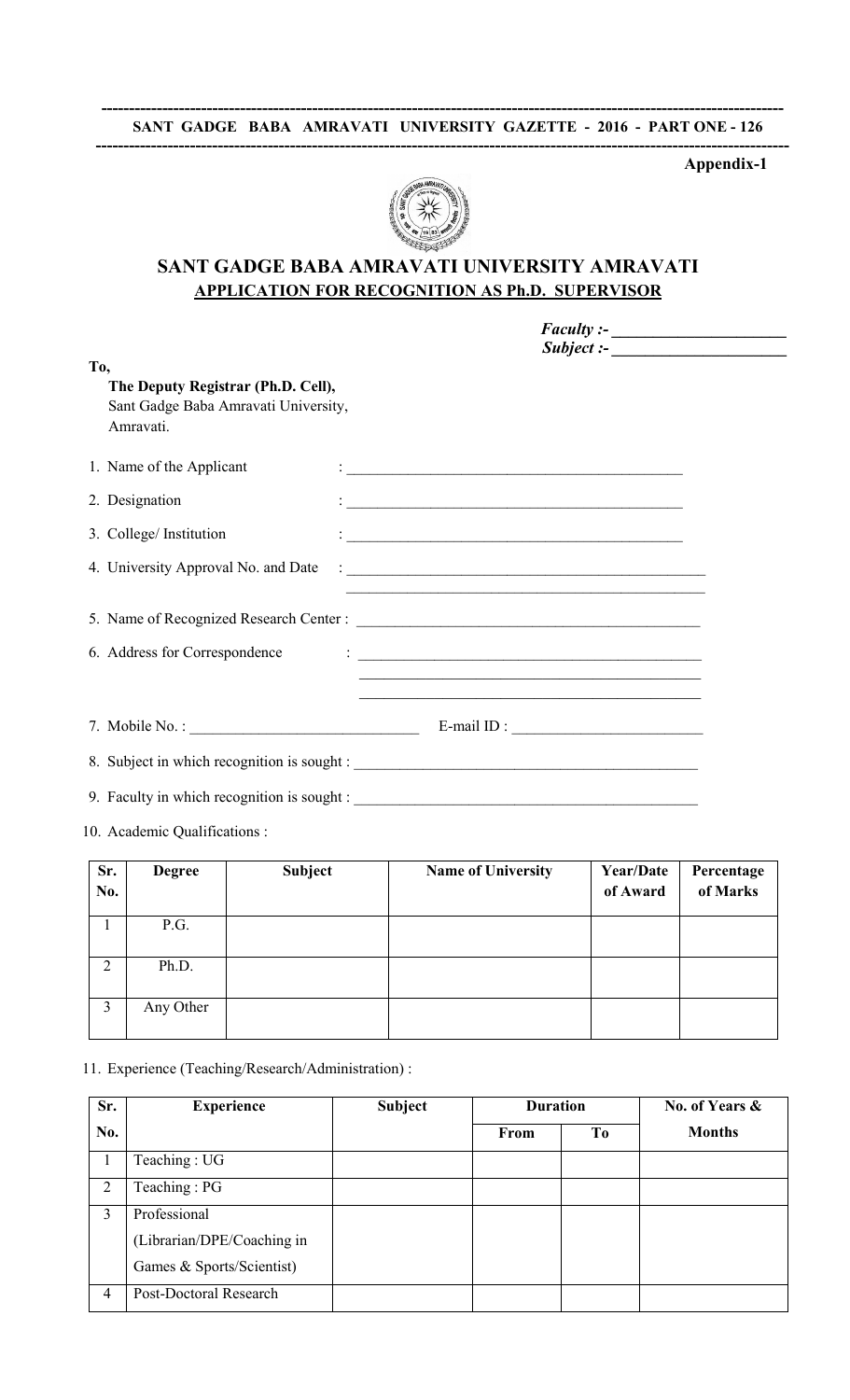Appendix-1

# SANT GADGE BABA AMRAVATI UNIVERSITY AMRAVATI

## APPLICATION FOR RECOGNITION AS Ph.D. SUPERVISOR

***Faculty :-*** ____________________

***Subject :-*** ____________________

To,

**The Deputy Registrar (Ph.D. Cell),**
Sant Gadge Baba Amravati University,
Amravati.

1. Name of the Applicant : ____________________
2. Designation : ____________________
3. College/ Institution : ____________________
4. University Approval No. and Date : ____________________
5. Name of Recognized Research Center : ____________________
6. Address for Correspondence : ____________________
7. Mobile No. : ____________________ E-mail ID : ____________________
8. Subject in which recognition is sought : ____________________
9. Faculty in which recognition is sought : ____________________
10. Academic Qualifications :

| Sr. No. | Degree | Subject | Name of University | Year/Date of Award | Percentage of Marks |
|---|---|---|---|---|---|
| 1 | P.G. | | | | |
| 2 | Ph.D. | | | | |
| 3 | Any Other | | | | |

11. Experience (Teaching/Research/Administration) :

| Sr. No. | Experience | Subject | Duration | | No. of Years & Months |
|---|---|---|---|---|---|
| | | | From | To | |
| 1 | Teaching : UG | | | | |
| 2 | Teaching : PG | | | | |
| 3 | Professional (Librarian/DPE/Coaching in Games & Sports/Scientist) | | | | |
| 4 | Post-Doctoral Research | | | | |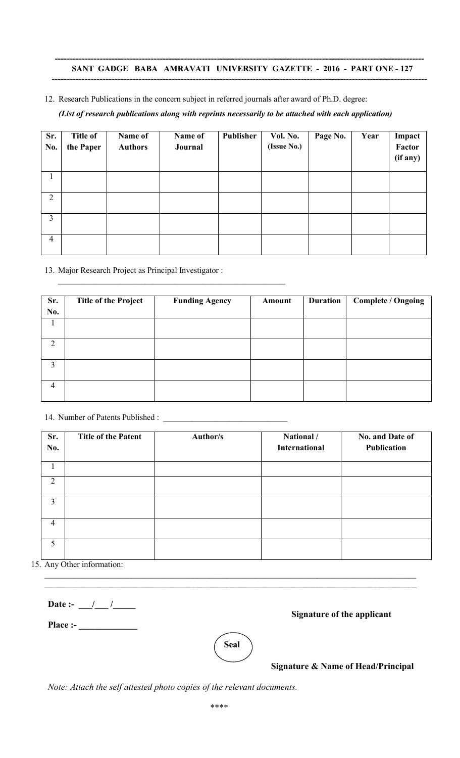12. Research Publications in the concern subject in referred journals after award of Ph.D. degree:

***(List of research publications along with reprints necessarily to be attached with each application)***

| Sr. No. | Title of the Paper | Name of Authors | Name of Journal | Publisher | Vol. No. (Issue No.) | Page No. | Year | Impact Factor (if any) |
|---|---|---|---|---|---|---|---|---|
| 1 | | | | | | | | |
| 2 | | | | | | | | |
| 3 | | | | | | | | |
| 4 | | | | | | | | |

13. Major Research Project as Principal Investigator : \_\_\_\_\_\_\_\_\_\_\_\_\_\_\_\_\_\_\_\_\_\_\_\_\_\_\_\_\_\_\_\_\_\_\_\_\_\_\_\_

| Sr. No. | Title of the Project | Funding Agency | Amount | Duration | Complete / Ongoing |
|---|---|---|---|---|---|
| 1 | | | | | |
| 2 | | | | | |
| 3 | | | | | |
| 4 | | | | | |

14. Number of Patents Published : \_\_\_\_\_\_\_\_\_\_\_\_\_\_\_\_\_\_\_\_\_\_\_\_\_\_\_\_\_\_

| Sr. No. | Title of the Patent | Author/s | National / International | No. and Date of Publication |
|---|---|---|---|---|
| 1 | | | | |
| 2 | | | | |
| 3 | | | | |
| 4 | | | | |
| 5 | | | | |

15. Any Other information:

\_\_\_\_\_\_\_\_\_\_\_\_\_\_\_\_\_\_\_\_\_\_\_\_\_\_\_\_\_\_\_\_\_\_\_\_\_\_\_\_\_\_\_\_\_\_\_\_\_\_\_\_\_\_\_\_\_\_\_\_\_\_\_\_\_\_\_\_\_\_\_\_\_\_

\_\_\_\_\_\_\_\_\_\_\_\_\_\_\_\_\_\_\_\_\_\_\_\_\_\_\_\_\_\_\_\_\_\_\_\_\_\_\_\_\_\_\_\_\_\_\_\_\_\_\_\_\_\_\_\_\_\_\_\_\_\_\_\_\_\_\_\_\_\_\_\_\_\_

**Date :- \_\_\_/\_\_\_/\_\_\_\_\_**

**Signature of the applicant**

**Place :- \_\_\_\_\_\_\_\_\_\_\_\_\_**

**Seal**

**Signature & Name of Head/Principal**

*Note: Attach the self attested photo copies of the relevant documents.*

\*\*\*\*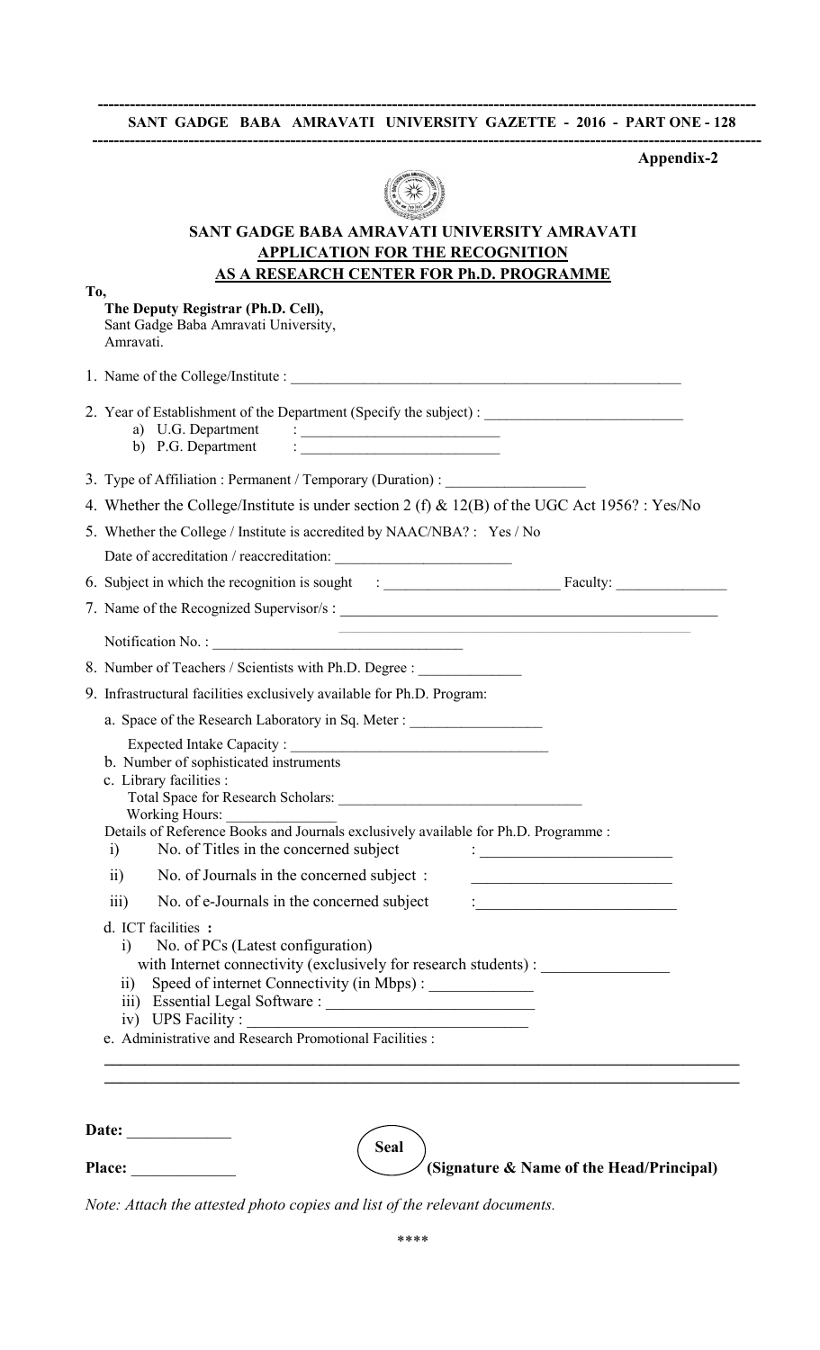**Appendix-2**

## SANT GADGE BABA AMRAVATI UNIVERSITY AMRAVATI
## APPLICATION FOR THE RECOGNITION AS A RESEARCH CENTER FOR Ph.D. PROGRAMME

To,
**The Deputy Registrar (Ph.D. Cell),**
Sant Gadge Baba Amravati University,
Amravati.

1. Name of the College/Institute : ____________________

2. Year of Establishment of the Department (Specify the subject) : ____________________
   a) U.G. Department : ____________________
   b) P.G. Department : ____________________

3. Type of Affiliation : Permanent / Temporary (Duration) : ____________________

4. Whether the College/Institute is under section 2 (f) & 12(B) of the UGC Act 1956? : Yes/No

5. Whether the College / Institute is accredited by NAAC/NBA? : Yes / No
   Date of accreditation / reaccreditation: ____________________

6. Subject in which the recognition is sought : ____________________ Faculty: ____________________

7. Name of the Recognized Supervisor/s : ____________________
   Notification No. : ____________________

8. Number of Teachers / Scientists with Ph.D. Degree : ____________________

9. Infrastructural facilities exclusively available for Ph.D. Program:
   a. Space of the Research Laboratory in Sq. Meter : ____________________
      Expected Intake Capacity : ____________________
   b. Number of sophisticated instruments
   c. Library facilities :
      Total Space for Research Scholars: ____________________
      Working Hours: ____________________
   Details of Reference Books and Journals exclusively available for Ph.D. Programme :
      i) No. of Titles in the concerned subject : ____________________
      ii) No. of Journals in the concerned subject : ____________________
      iii) No. of e-Journals in the concerned subject : ____________________
   d. ICT facilities **:**
      i) No. of PCs (Latest configuration)
      with Internet connectivity (exclusively for research students) : ____________________
      ii) Speed of internet Connectivity (in Mbps) : ____________________
      iii) Essential Legal Software : ____________________
      iv) UPS Facility : ____________________
   e. Administrative and Research Promotional Facilities :

____________________________________________________________

____________________________________________________________

**Date:** ____________________

**Place:** ____________________ **Seal** **(Signature & Name of the Head/Principal)**

*Note: Attach the attested photo copies and list of the relevant documents.*

\*\*\*\*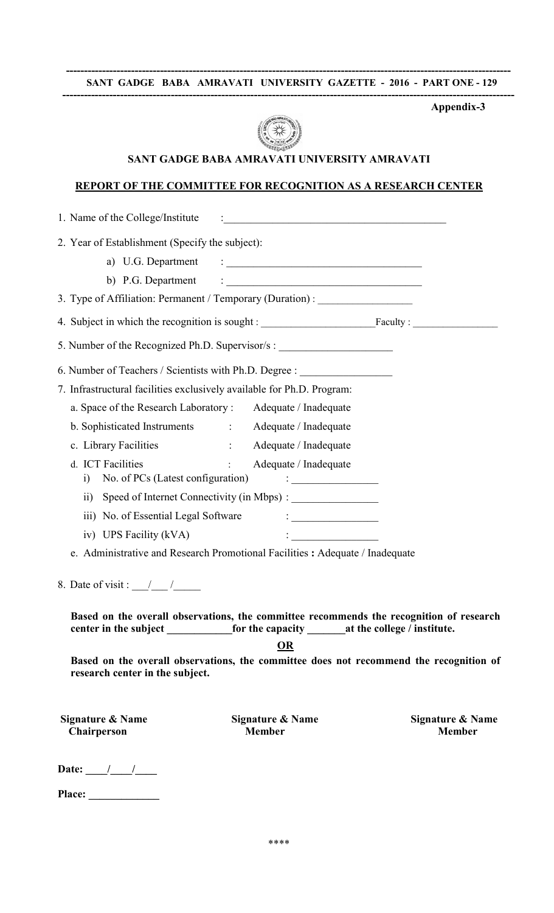**Appendix-3**

## SANT GADGE BABA AMRAVATI UNIVERSITY AMRAVATI

### REPORT OF THE COMMITTEE FOR RECOGNITION AS A RESEARCH CENTER

1. Name of the College/Institute : ________________________________________

2. Year of Establishment (Specify the subject):

   a) U.G. Department : ____________________________________

   b) P.G. Department : ____________________________________

3. Type of Affiliation: Permanent / Temporary (Duration) : _________________

4. Subject in which the recognition is sought : _____________________ Faculty : ________________

5. Number of the Recognized Ph.D. Supervisor/s : _____________________

6. Number of Teachers / Scientists with Ph.D. Degree : _________________

7. Infrastructural facilities exclusively available for Ph.D. Program:

   a. Space of the Research Laboratory : Adequate / Inadequate

   b. Sophisticated Instruments : Adequate / Inadequate

   c. Library Facilities : Adequate / Inadequate

   d. ICT Facilities : Adequate / Inadequate

      i) No. of PCs (Latest configuration) : ________________

      ii) Speed of Internet Connectivity (in Mbps) : ________________

      iii) No. of Essential Legal Software : ________________

      iv) UPS Facility (kVA) : ________________

   e. Administrative and Research Promotional Facilities **:** Adequate / Inadequate

8. Date of visit : ___/___ /_____

**Based on the overall observations, the committee recommends the recognition of research center in the subject ____________for the capacity _______at the college / institute.**

**OR**

**Based on the overall observations, the committee does not recommend the recognition of research center in the subject.**

| **Signature & Name** | **Signature & Name** | **Signature & Name** |
|---|---|---|
| **Chairperson** | **Member** | **Member** |

**Date: ____/____/____**

**Place: _____________**

****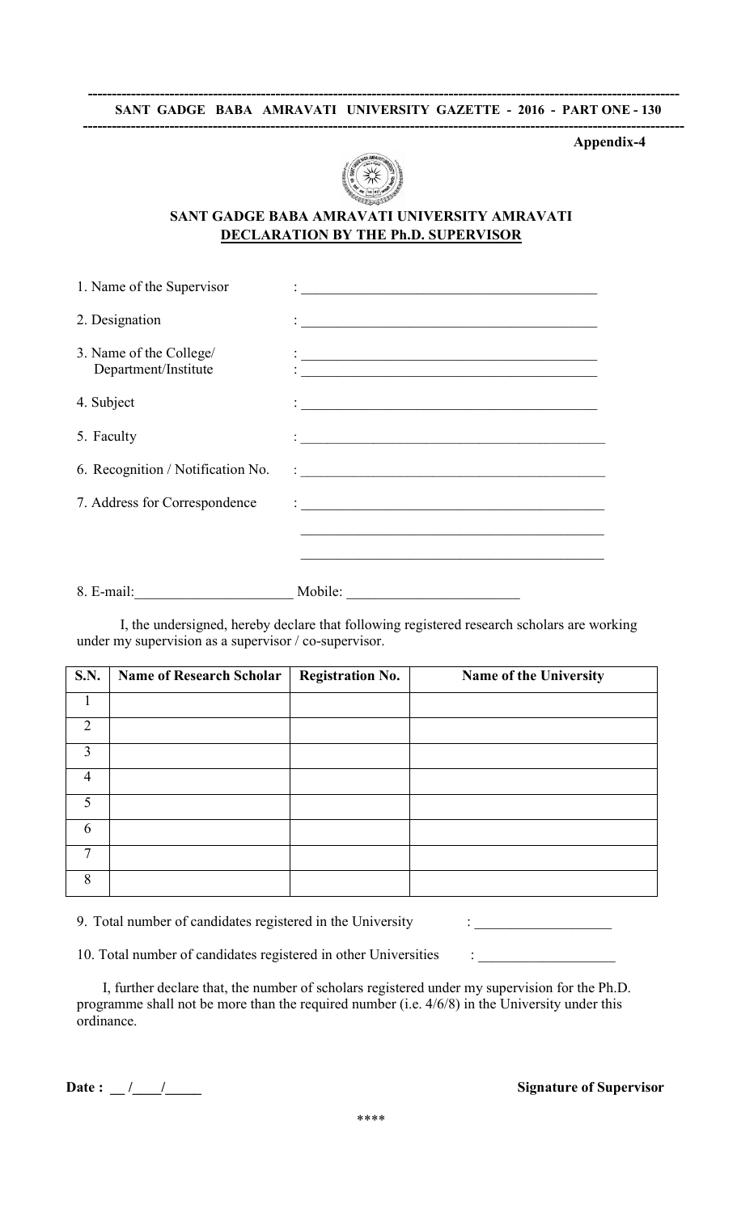**Appendix-4**

## SANT GADGE BABA AMRAVATI UNIVERSITY AMRAVATI

## DECLARATION BY THE Ph.D. SUPERVISOR

1. Name of the Supervisor : ________________________________
2. Designation : ________________________________
3. Name of the College/ Department/Institute : ________________________________
   : ________________________________
4. Subject : ________________________________
5. Faculty : ________________________________
6. Recognition / Notification No. : ________________________________
7. Address for Correspondence : ________________________________
   ________________________________
   ________________________________
8. E-mail:____________________ Mobile: ______________________

I, the undersigned, hereby declare that following registered research scholars are working under my supervision as a supervisor / co-supervisor.

| S.N. | Name of Research Scholar | Registration No. | Name of the University |
|---|---|---|---|
| 1 | | | |
| 2 | | | |
| 3 | | | |
| 4 | | | |
| 5 | | | |
| 6 | | | |
| 7 | | | |
| 8 | | | |

9. Total number of candidates registered in the University : __________________

10. Total number of candidates registered in other Universities : __________________

I, further declare that, the number of scholars registered under my supervision for the Ph.D. programme shall not be more than the required number (i.e. 4/6/8) in the University under this ordinance.

**Date : __ /____/_____** **Signature of Supervisor**

\*\*\*\*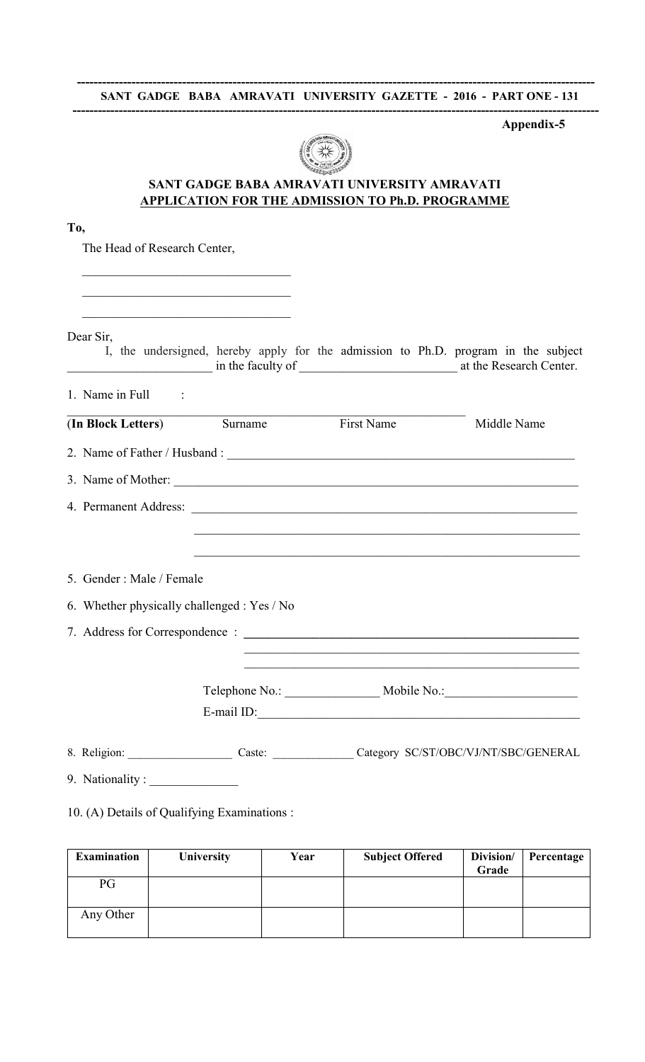Appendix-5

## SANT GADGE BABA AMRAVATI UNIVERSITY AMRAVATI

## APPLICATION FOR THE ADMISSION TO Ph.D. PROGRAMME

**To,**

The Head of Research Center,

\_\_\_\_\_\_\_\_\_\_\_\_\_\_\_\_\_\_\_\_\_\_\_\_\_\_\_\_\_\_\_\_

\_\_\_\_\_\_\_\_\_\_\_\_\_\_\_\_\_\_\_\_\_\_\_\_\_\_\_\_\_\_\_\_

\_\_\_\_\_\_\_\_\_\_\_\_\_\_\_\_\_\_\_\_\_\_\_\_\_\_\_\_\_\_\_\_

Dear Sir,

I, the undersigned, hereby apply for the admission to Ph.D. program in the subject \_\_\_\_\_\_\_\_\_\_\_\_\_\_\_\_\_\_\_\_\_\_ in the faculty of \_\_\_\_\_\_\_\_\_\_\_\_\_\_\_\_\_\_\_\_\_\_\_\_ at the Research Center.

1. Name in Full :

\_\_\_\_\_\_\_\_\_\_\_\_\_\_\_\_\_\_\_\_\_\_\_\_\_\_\_\_\_\_\_\_\_\_\_\_\_\_\_\_\_\_\_\_\_\_\_\_\_\_\_\_\_\_\_\_\_\_\_\_

**(In Block Letters)** Surname First Name Middle Name

2. Name of Father / Husband : \_\_\_\_\_\_\_\_\_\_\_\_\_\_\_\_\_\_\_\_\_\_\_\_\_\_\_\_\_\_\_\_\_\_\_\_\_\_\_\_\_\_\_\_\_\_\_\_\_\_\_

3. Name of Mother: \_\_\_\_\_\_\_\_\_\_\_\_\_\_\_\_\_\_\_\_\_\_\_\_\_\_\_\_\_\_\_\_\_\_\_\_\_\_\_\_\_\_\_\_\_\_\_\_\_\_\_\_\_\_\_\_\_\_\_\_

4. Permanent Address: \_\_\_\_\_\_\_\_\_\_\_\_\_\_\_\_\_\_\_\_\_\_\_\_\_\_\_\_\_\_\_\_\_\_\_\_\_\_\_\_\_\_\_\_\_\_\_\_\_\_\_\_\_\_\_\_\_\_

\_\_\_\_\_\_\_\_\_\_\_\_\_\_\_\_\_\_\_\_\_\_\_\_\_\_\_\_\_\_\_\_\_\_\_\_\_\_\_\_\_\_\_\_\_\_\_\_\_\_\_\_\_\_\_\_\_\_

\_\_\_\_\_\_\_\_\_\_\_\_\_\_\_\_\_\_\_\_\_\_\_\_\_\_\_\_\_\_\_\_\_\_\_\_\_\_\_\_\_\_\_\_\_\_\_\_\_\_\_\_\_\_\_\_\_\_

5. Gender : Male / Female

6. Whether physically challenged : Yes / No

7. Address for Correspondence : \_\_\_\_\_\_\_\_\_\_\_\_\_\_\_\_\_\_\_\_\_\_\_\_\_\_\_\_\_\_\_\_\_\_\_\_\_\_\_\_\_\_\_\_\_\_\_\_\_\_

\_\_\_\_\_\_\_\_\_\_\_\_\_\_\_\_\_\_\_\_\_\_\_\_\_\_\_\_\_\_\_\_\_\_\_\_\_\_\_\_\_\_\_\_\_\_\_\_\_\_

\_\_\_\_\_\_\_\_\_\_\_\_\_\_\_\_\_\_\_\_\_\_\_\_\_\_\_\_\_\_\_\_\_\_\_\_\_\_\_\_\_\_\_\_\_\_\_\_\_\_

Telephone No.: \_\_\_\_\_\_\_\_\_\_\_\_\_\_ Mobile No.:\_\_\_\_\_\_\_\_\_\_\_\_\_\_\_\_\_\_\_\_

E-mail ID:\_\_\_\_\_\_\_\_\_\_\_\_\_\_\_\_\_\_\_\_\_\_\_\_\_\_\_\_\_\_\_\_\_\_\_\_\_\_\_\_\_\_\_\_\_\_\_\_\_\_

8. Religion: \_\_\_\_\_\_\_\_\_\_\_\_\_\_\_\_\_ Caste: \_\_\_\_\_\_\_\_\_\_\_\_\_ Category SC/ST/OBC/VJ/NT/SBC/GENERAL

9. Nationality : \_\_\_\_\_\_\_\_\_\_\_\_\_\_

10. (A) Details of Qualifying Examinations :

| Examination | University | Year | Subject Offered | Division/ Grade | Percentage |
|---|---|---|---|---|---|
| PG | | | | | |
| Any Other | | | | | |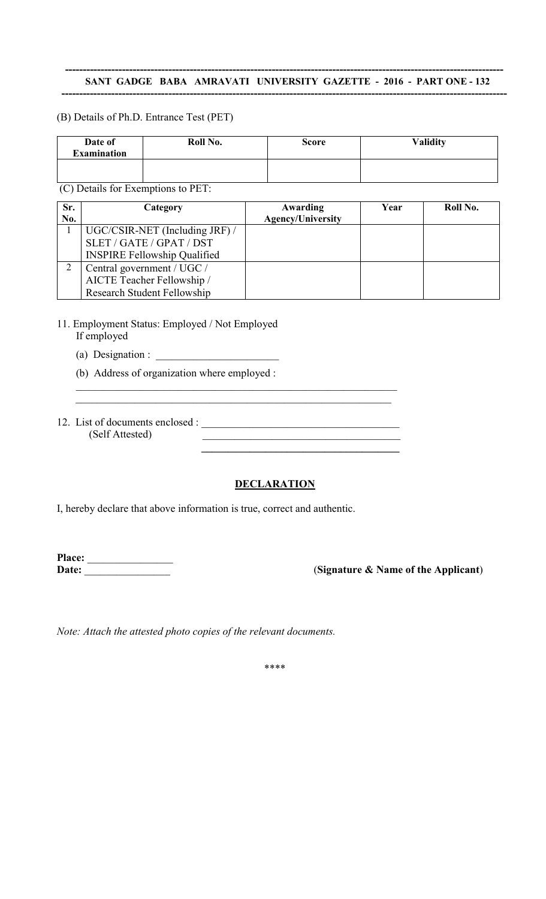(B) Details of Ph.D. Entrance Test (PET)

| Date of Examination | Roll No. | Score | Validity |
|---|---|---|---|
| | | | |

(C) Details for Exemptions to PET:

| Sr. No. | Category | Awarding Agency/University | Year | Roll No. |
|---|---|---|---|---|
| 1 | UGC/CSIR-NET (Including JRF) / SLET / GATE / GPAT / DST INSPIRE Fellowship Qualified | | | |
| 2 | Central government / UGC / AICTE Teacher Fellowship / Research Student Fellowship | | | |

11. Employment Status: Employed / Not Employed
    If employed
    (a) Designation : ______________________
    (b) Address of organization where employed :
    ____________________________________________________________
    ____________________________________________________________

12. List of documents enclosed : ____________________________________
    (Self Attested) ____________________________________
    ____________________________________

## DECLARATION

I, hereby declare that above information is true, correct and authentic.

**Place:** ________________
**Date:** ________________ (**Signature & Name of the Applicant**)

*Note: Attach the attested photo copies of the relevant documents.*

\*\*\*\*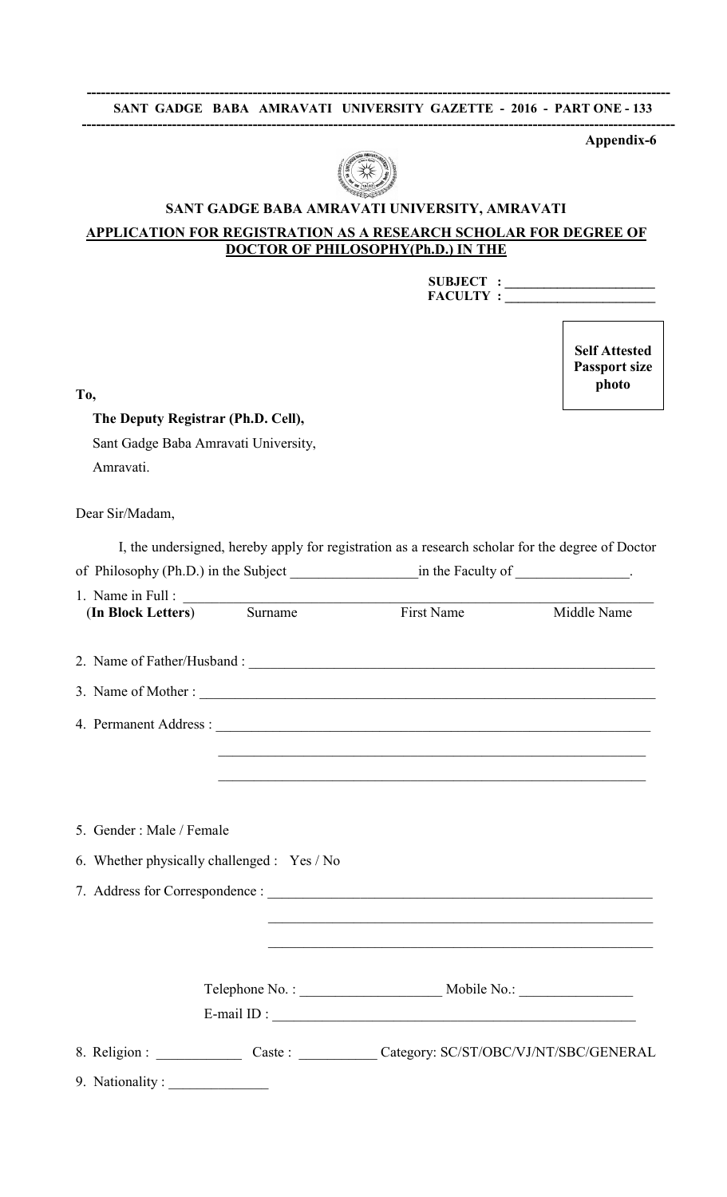Appendix-6

## SANT GADGE BABA AMRAVATI UNIVERSITY, AMRAVATI

**APPLICATION FOR REGISTRATION AS A RESEARCH SCHOLAR FOR DEGREE OF DOCTOR OF PHILOSOPHY(Ph.D.) IN THE**

**SUBJECT : ______________________**
**FACULTY : ______________________**

**Self Attested Passport size photo**

To,

**The Deputy Registrar (Ph.D. Cell),**
Sant Gadge Baba Amravati University,
Amravati.

Dear Sir/Madam,

I, the undersigned, hereby apply for registration as a research scholar for the degree of Doctor of Philosophy (Ph.D.) in the Subject __________________in the Faculty of ________________.

1. Name in Full : ____________________________________________________________
   (**In Block Letters**) Surname First Name Middle Name

2. Name of Father/Husband : ___________________________________________________

3. Name of Mother : _________________________________________________________

4. Permanent Address : _______________________________________________________
   ________________________________________________________________
   ________________________________________________________________

5. Gender : Male / Female

6. Whether physically challenged : Yes / No

7. Address for Correspondence : _________________________________________________
   ______________________________________________________
   ______________________________________________________

   Telephone No. : ____________________ Mobile No.: ________________
   E-mail ID : _____________________________________________________

8. Religion : ____________ Caste : ___________ Category: SC/ST/OBC/VJ/NT/SBC/GENERAL

9. Nationality : ______________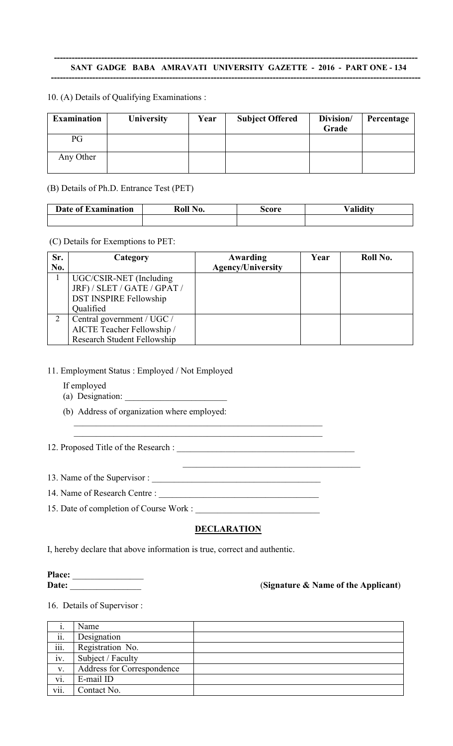10. (A) Details of Qualifying Examinations :

| Examination | University | Year | Subject Offered | Division/ Grade | Percentage |
|---|---|---|---|---|---|
| PG | | | | | |
| Any Other | | | | | |

(B) Details of Ph.D. Entrance Test (PET)

| Date of Examination | Roll No. | Score | Validity |
|---|---|---|---|
| | | | |

(C) Details for Exemptions to PET:

| Sr. No. | Category | Awarding Agency/University | Year | Roll No. |
|---|---|---|---|---|
| 1 | UGC/CSIR-NET (Including JRF) / SLET / GATE / GPAT / DST INSPIRE Fellowship Qualified | | | |
| 2 | Central government / UGC / AICTE Teacher Fellowship / Research Student Fellowship | | | |

11. Employment Status : Employed / Not Employed

If employed

(a) Designation: _______________________

(b) Address of organization where employed:

_____________________________________________________________

_____________________________________________________________

12. Proposed Title of the Research : ________________________________________

________________________________________

13. Name of the Supervisor : ______________________________________

14. Name of Research Centre : ____________________________________

15. Date of completion of Course Work : ____________________________

## DECLARATION

I, hereby declare that above information is true, correct and authentic.

**Place:** ________________

**Date:** ________________ (**Signature & Name of the Applicant**)

16. Details of Supervisor :

| | | |
|---|---|---|
| i. | Name | |
| ii. | Designation | |
| iii. | Registration No. | |
| iv. | Subject / Faculty | |
| v. | Address for Correspondence | |
| vi. | E-mail ID | |
| vii. | Contact No. | |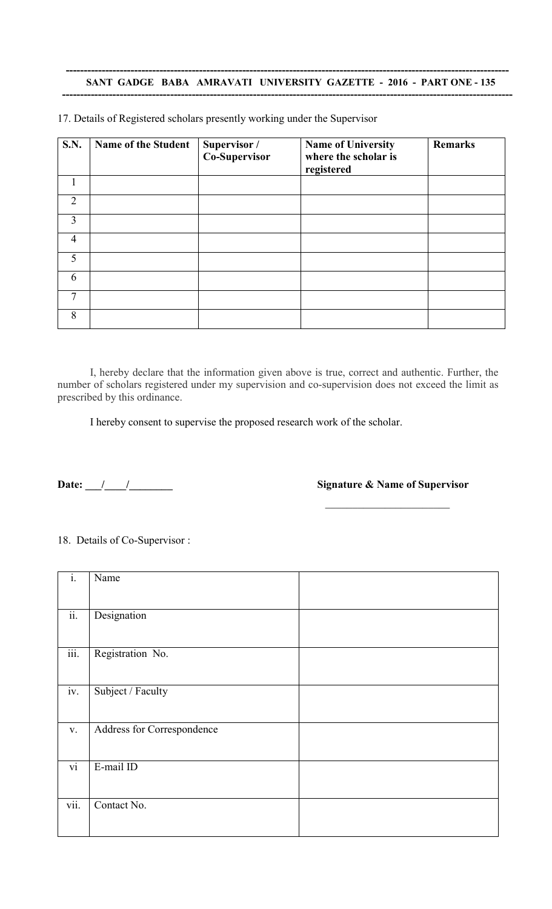17. Details of Registered scholars presently working under the Supervisor

| S.N. | Name of the Student | Supervisor / Co-Supervisor | Name of University where the scholar is registered | Remarks |
|---|---|---|---|---|
| 1 | | | | |
| 2 | | | | |
| 3 | | | | |
| 4 | | | | |
| 5 | | | | |
| 6 | | | | |
| 7 | | | | |
| 8 | | | | |

I, hereby declare that the information given above is true, correct and authentic. Further, the number of scholars registered under my supervision and co-supervision does not exceed the limit as prescribed by this ordinance.

I hereby consent to supervise the proposed research work of the scholar.

**Date: \_\_\_/\_\_\_\_/\_\_\_\_\_\_\_\_** **Signature & Name of Supervisor**

\_\_\_\_\_\_\_\_\_\_\_\_\_\_\_\_\_\_\_\_\_\_\_\_

18. Details of Co-Supervisor :

| | | |
|---|---|---|
| i. | Name | |
| ii. | Designation | |
| iii. | Registration No. | |
| iv. | Subject / Faculty | |
| v. | Address for Correspondence | |
| vi | E-mail ID | |
| vii. | Contact No. | |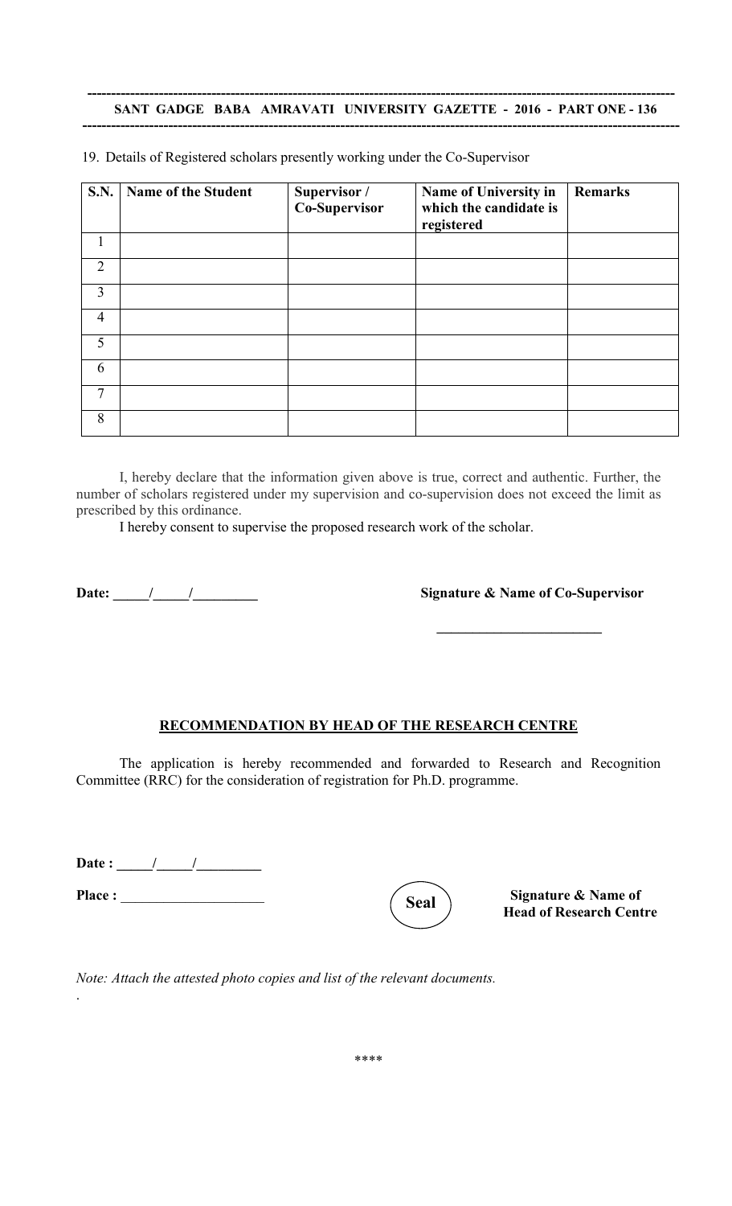19. Details of Registered scholars presently working under the Co-Supervisor

| S.N. | Name of the Student | Supervisor / Co-Supervisor | Name of University in which the candidate is registered | Remarks |
|---|---|---|---|---|
| 1 | | | | |
| 2 | | | | |
| 3 | | | | |
| 4 | | | | |
| 5 | | | | |
| 6 | | | | |
| 7 | | | | |
| 8 | | | | |

I, hereby declare that the information given above is true, correct and authentic. Further, the number of scholars registered under my supervision and co-supervision does not exceed the limit as prescribed by this ordinance.

I hereby consent to supervise the proposed research work of the scholar.

**Date: _____/_____/_________** **Signature & Name of Co-Supervisor**

_______________________

## RECOMMENDATION BY HEAD OF THE RESEARCH CENTRE

The application is hereby recommended and forwarded to Research and Recognition Committee (RRC) for the consideration of registration for Ph.D. programme.

**Date : _____/_____/_________**

**Place :** ____________________

**Seal**

**Signature & Name of Head of Research Centre**

*Note: Attach the attested photo copies and list of the relevant documents.*

\*\*\*\*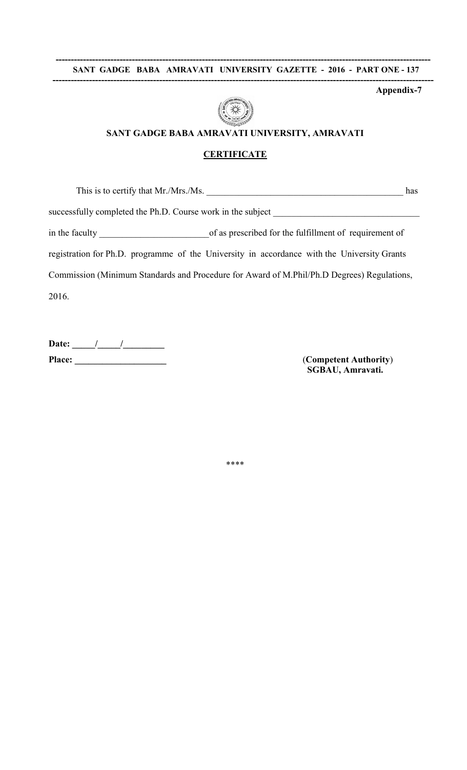**Appendix-7**

## SANT GADGE BABA AMRAVATI UNIVERSITY, AMRAVATI

### CERTIFICATE

This is to certify that Mr./Mrs./Ms. ____________________________________________ has successfully completed the Ph.D. Course work in the subject _______________________________ in the faculty ________________________ of as prescribed for the fulfillment of requirement of registration for Ph.D. programme of the University in accordance with the University Grants Commission (Minimum Standards and Procedure for Award of M.Phil/Ph.D Degrees) Regulations, 2016.

**Date: _____/_____/_________**

**Place: ____________________**

(**Competent Authority**)
**SGBAU, Amravati.**

****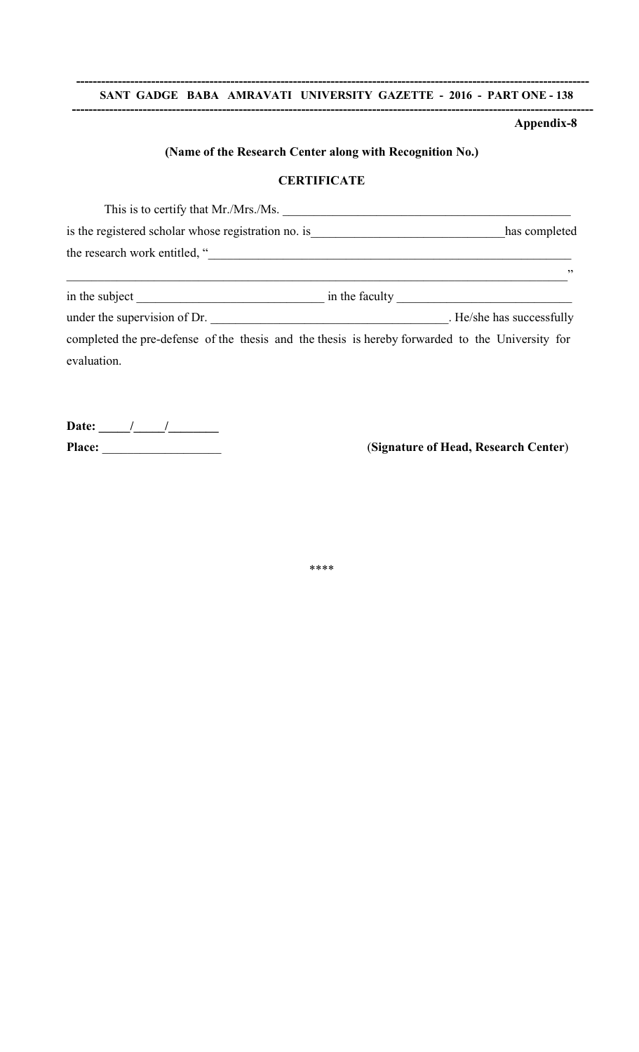**Appendix-8**

**(Name of the Research Center along with Recognition No.)**

**CERTIFICATE**

This is to certify that Mr./Mrs./Ms. ______________________________________________ is the registered scholar whose registration no. is______________________________has completed the research work entitled, "____________________________________________________________ ________________________________________________________________________________" in the subject ______________________________ in the faculty ____________________________ under the supervision of Dr. ______________________________________. He/she has successfully completed the pre-defense of the thesis and the thesis is hereby forwarded to the University for evaluation.

**Date:** _____/_____/________

**Place:** ___________________

(**Signature of Head, Research Center**)

****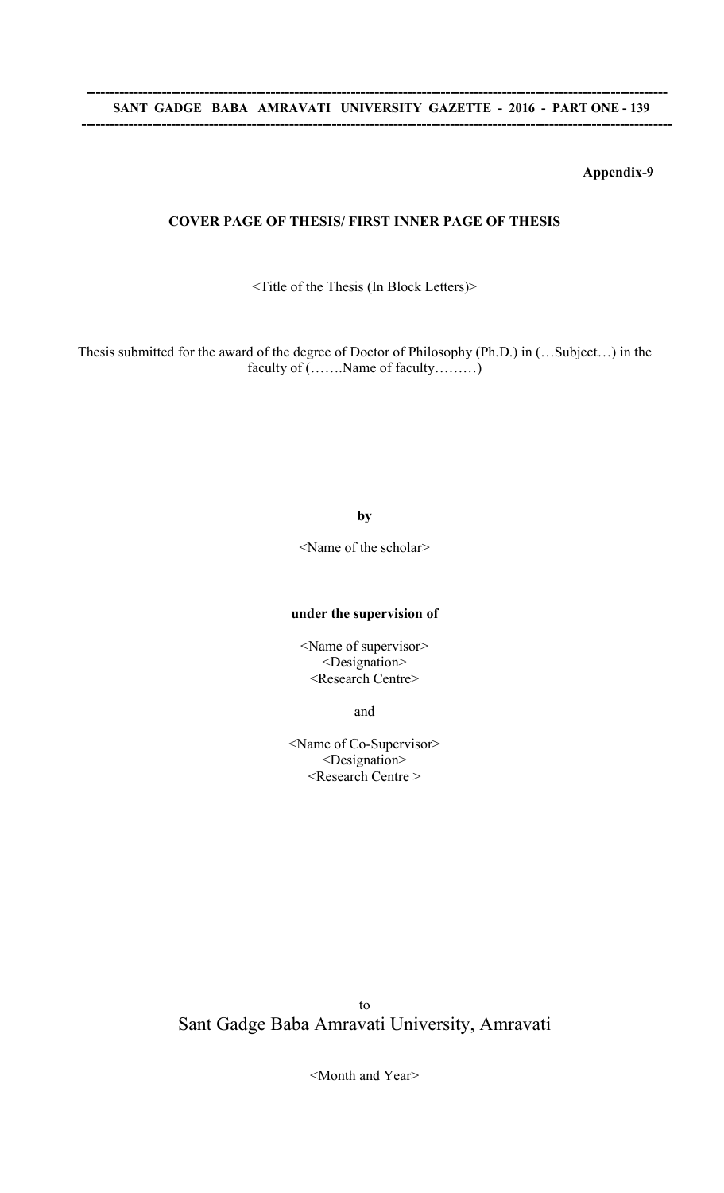**Appendix-9**

**COVER PAGE OF THESIS/ FIRST INNER PAGE OF THESIS**

<Title of the Thesis (In Block Letters)>

Thesis submitted for the award of the degree of Doctor of Philosophy (Ph.D.) in (…Subject…) in the faculty of (…….Name of faculty………)

**by**

<Name of the scholar>

**under the supervision of**

<Name of supervisor>
<Designation>
<Research Centre>

and

<Name of Co-Supervisor>
<Designation>
<Research Centre >

to
Sant Gadge Baba Amravati University, Amravati

<Month and Year>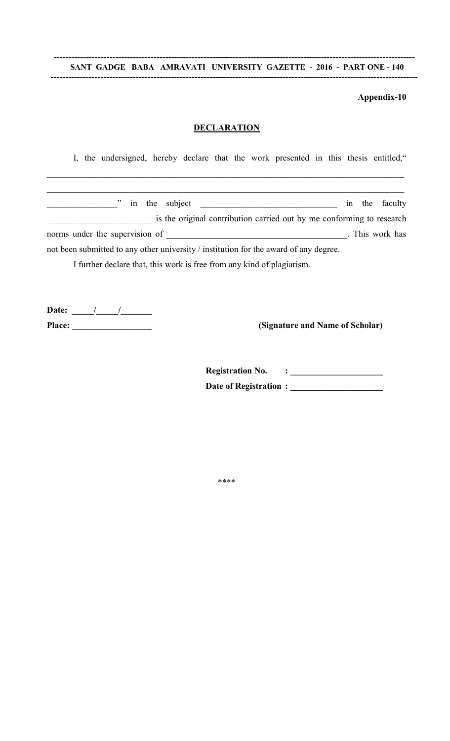**Appendix-10**

## DECLARATION

I, the undersigned, hereby declare that the work presented in this thesis entitled,"

_______________________________________________________________________________

_______________________________________________________________________________

________________" in the subject ______________________________ in the faculty ________________________ is the original contribution carried out by me conforming to research norms under the supervision of __________________________________________. This work has not been submitted to any other university / institution for the award of any degree.

I further declare that, this work is free from any kind of plagiarism.

**Date: _____/_____/_______**

**Place: __________________** **(Signature and Name of Scholar)**

**Registration No. : _____________________**

**Date of Registration : _____________________**

\*\*\*\*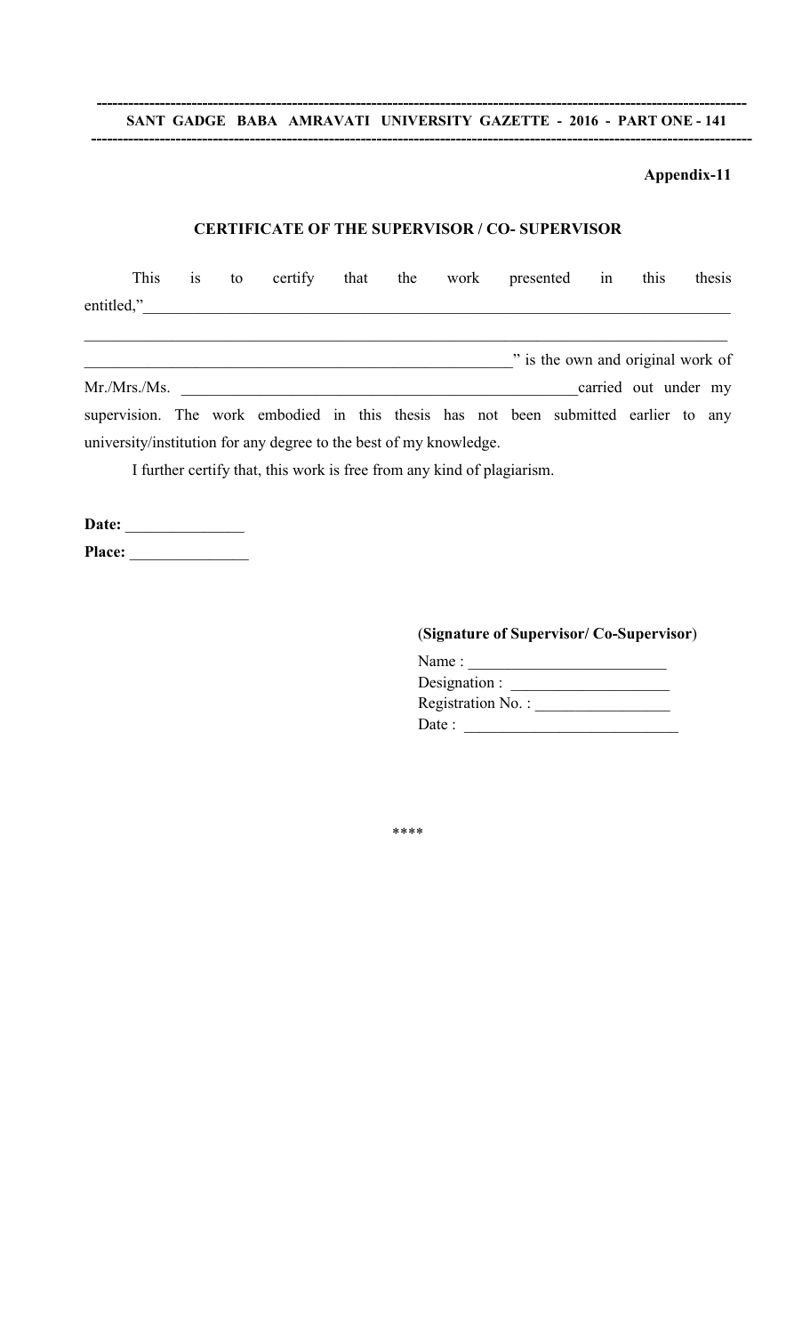**Appendix-11**

## CERTIFICATE OF THE SUPERVISOR / CO- SUPERVISOR

This is to certify that the work presented in this thesis entitled,"_______________________________________________________________________________

_______________________________________________________________________________

_______________________________________________________" is the own and original work of Mr./Mrs./Ms. _____________________________________________________carried out under my supervision. The work embodied in this thesis has not been submitted earlier to any university/institution for any degree to the best of my knowledge.

I further certify that, this work is free from any kind of plagiarism.

**Date:** _______________

**Place:** _______________

(**Signature of Supervisor/ Co-Supervisor**)

Name : _________________________

Designation : ____________________

Registration No. : _________________

Date : ___________________________

****